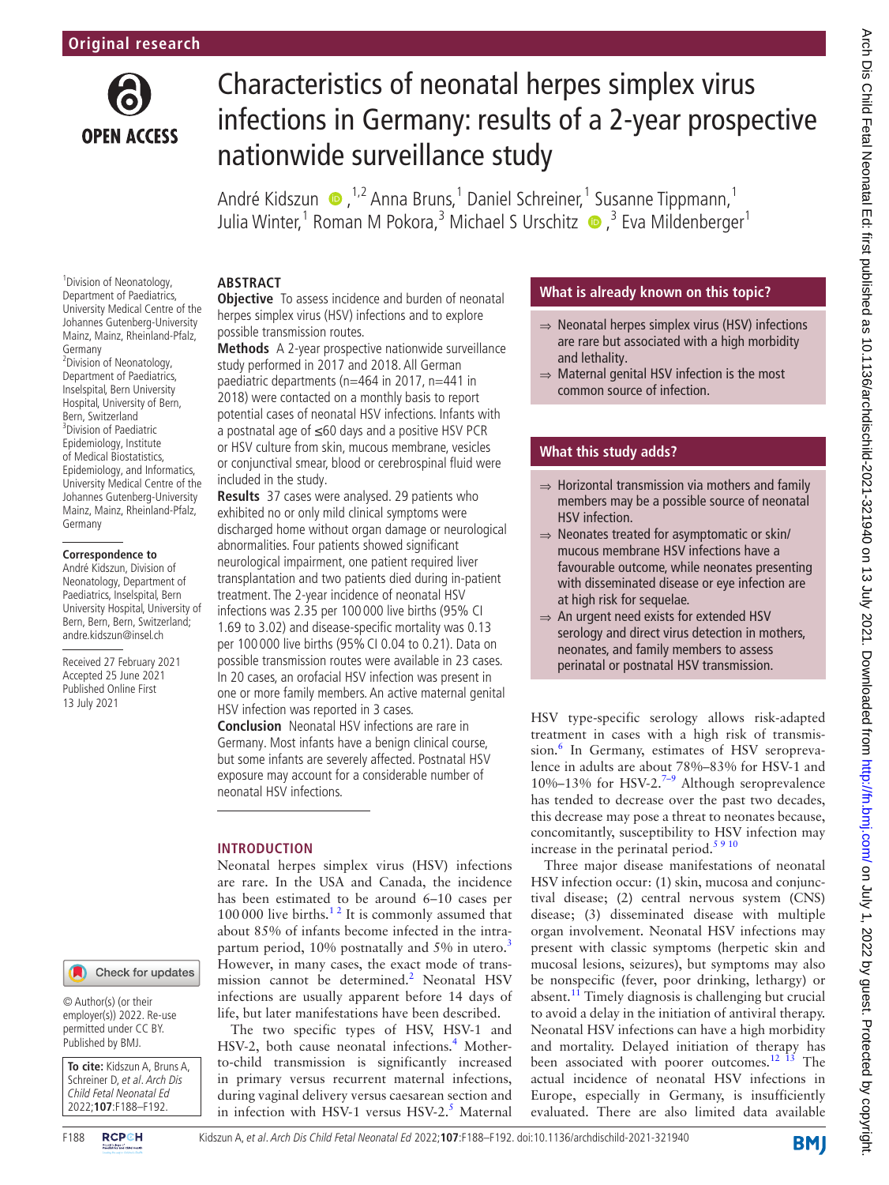Original research

# Characteristics of neonatal herpes simplex virus infections in Germany: results of a 2-year prospective nationwide surveillance study

André Kidszun[1,2] Anna Bruns,[1] Daniel Schreiner,[1] Susanne Tippmann,[1] Julia Winter,[1] Roman M Pokora,[3] Michael S Urschitz[3] Eva Mildenberger[1]

[1]Division of Neonatology, Department of Paediatrics, University Medical Centre of the Johannes Gutenberg-University Mainz, Mainz, Rheinland-Pfalz, Germany
[2]Division of Neonatology, Department of Paediatrics, Inselspital, Bern University Hospital, University of Bern, Bern, Switzerland
[3]Division of Paediatric Epidemiology, Institute of Medical Biostatistics, Epidemiology, and Informatics, University Medical Centre of the Johannes Gutenberg-University Mainz, Mainz, Rheinland-Pfalz, Germany

**Correspondence to**
André Kidszun, Division of Neonatology, Department of Paediatrics, Inselspital, Bern University Hospital, University of Bern, Bern, Switzerland; andre.kidszun@insel.ch

Received 27 February 2021
Accepted 25 June 2021
Published Online First 13 July 2021

© Author(s) (or their employer(s)) 2022. Re-use permitted under CC BY. Published by BMJ.

**To cite:** Kidszun A, Bruns A, Schreiner D, *et al*. *Arch Dis Child Fetal Neonatal Ed* 2022;**107**:F188–F192.

## ABSTRACT

**Objective** To assess incidence and burden of neonatal herpes simplex virus (HSV) infections and to explore possible transmission routes.

**Methods** A 2-year prospective nationwide surveillance study performed in 2017 and 2018. All German paediatric departments (n=464 in 2017, n=441 in 2018) were contacted on a monthly basis to report potential cases of neonatal HSV infections. Infants with a postnatal age of ≤60 days and a positive HSV PCR or HSV culture from skin, mucous membrane, vesicles or conjunctival smear, blood or cerebrospinal fluid were included in the study.

**Results** 37 cases were analysed. 29 patients who exhibited no or only mild clinical symptoms were discharged home without organ damage or neurological abnormalities. Four patients showed significant neurological impairment, one patient required liver transplantation and two patients died during in-patient treatment. The 2-year incidence of neonatal HSV infections was 2.35 per 100 000 live births (95% CI 1.69 to 3.02) and disease-specific mortality was 0.13 per 100 000 live births (95% CI 0.04 to 0.21). Data on possible transmission routes were available in 23 cases. In 20 cases, an orofacial HSV infection was present in one or more family members. An active maternal genital HSV infection was reported in 3 cases.

**Conclusion** Neonatal HSV infections are rare in Germany. Most infants have a benign clinical course, but some infants are severely affected. Postnatal HSV exposure may account for a considerable number of neonatal HSV infections.

### What is already known on this topic?

- ⇒ Neonatal herpes simplex virus (HSV) infections are rare but associated with a high morbidity and lethality.
- ⇒ Maternal genital HSV infection is the most common source of infection.

### What this study adds?

- ⇒ Horizontal transmission via mothers and family members may be a possible source of neonatal HSV infection.
- ⇒ Neonates treated for asymptomatic or skin/mucous membrane HSV infections have a favourable outcome, while neonates presenting with disseminated disease or eye infection are at high risk for sequelae.
- ⇒ An urgent need exists for extended HSV serology and direct virus detection in mothers, neonates, and family members to assess perinatal or postnatal HSV transmission.

## INTRODUCTION

Neonatal herpes simplex virus (HSV) infections are rare. In the USA and Canada, the incidence has been estimated to be around 6–10 cases per 100 000 live births.[1,2] It is commonly assumed that about 85% of infants become infected in the intrapartum period, 10% postnatally and 5% in utero.[3] However, in many cases, the exact mode of transmission cannot be determined.[2] Neonatal HSV infections are usually apparent before 14 days of life, but later manifestations have been described.

The two specific types of HSV, HSV-1 and HSV-2, both cause neonatal infections.[4] Mother-to-child transmission is significantly increased in primary versus recurrent maternal infections, during vaginal delivery versus caesarean section and in infection with HSV-1 versus HSV-2.[5] Maternal HSV type-specific serology allows risk-adapted treatment in cases with a high risk of transmission.[6] In Germany, estimates of HSV seroprevalence in adults are about 78%–83% for HSV-1 and 10%–13% for HSV-2.[7–9] Although seroprevalence has tended to decrease over the past two decades, this decrease may pose a threat to neonates because, concomitantly, susceptibility to HSV infection may increase in the perinatal period.[5,9,10]

Three major disease manifestations of neonatal HSV infection occur: (1) skin, mucosa and conjunctival disease; (2) central nervous system (CNS) disease; (3) disseminated disease with multiple organ involvement. Neonatal HSV infections may present with classic symptoms (herpetic skin and mucosal lesions, seizures), but symptoms may also be nonspecific (fever, poor drinking, lethargy) or absent.[11] Timely diagnosis is challenging but crucial to avoid a delay in the initiation of antiviral therapy. Neonatal HSV infections can have a high morbidity and mortality. Delayed initiation of therapy has been associated with poorer outcomes.[12,13] The actual incidence of neonatal HSV infections in Europe, especially in Germany, is insufficiently evaluated. There are also limited data available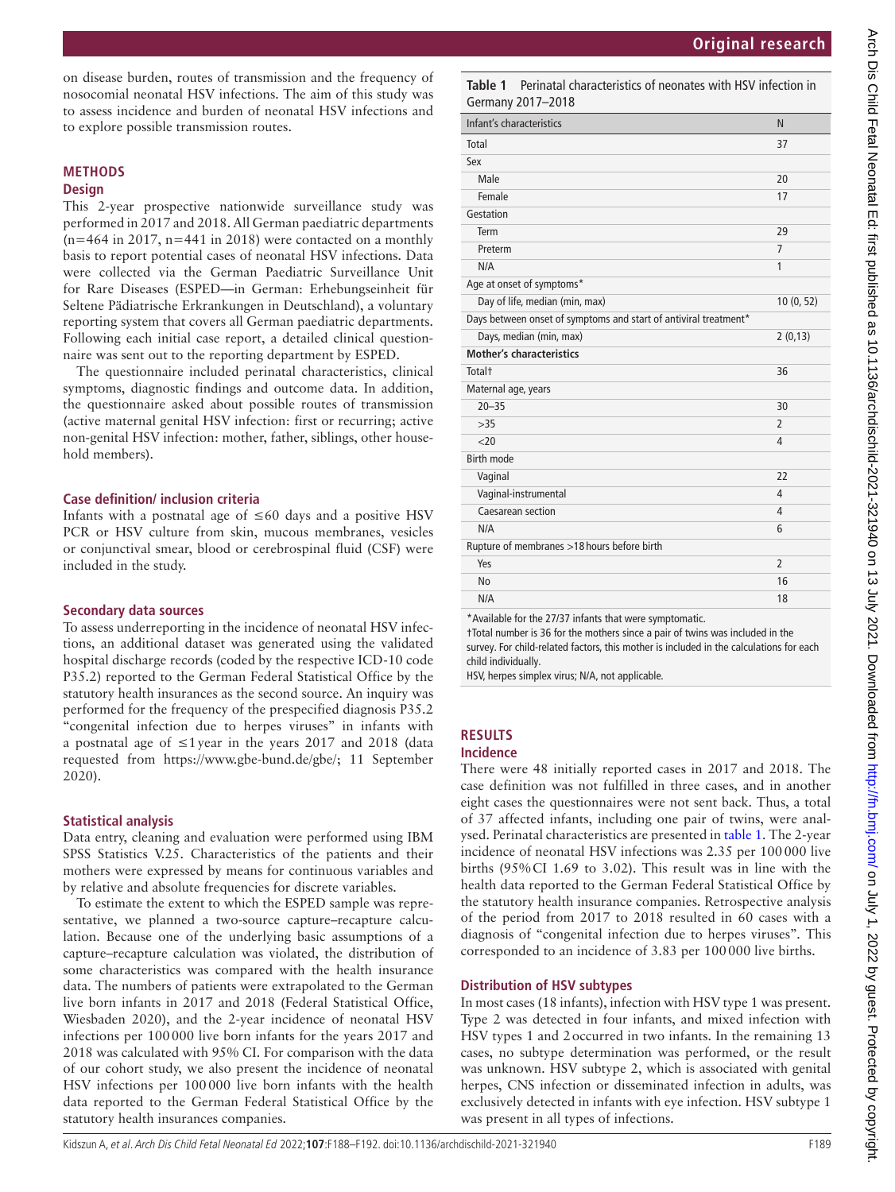on disease burden, routes of transmission and the frequency of nosocomial neonatal HSV infections. The aim of this study was to assess incidence and burden of neonatal HSV infections and to explore possible transmission routes.

## METHODS

### Design

This 2-year prospective nationwide surveillance study was performed in 2017 and 2018. All German paediatric departments (n=464 in 2017, n=441 in 2018) were contacted on a monthly basis to report potential cases of neonatal HSV infections. Data were collected via the German Paediatric Surveillance Unit for Rare Diseases (ESPED—in German: Erhebungseinheit für Seltene Pädiatrische Erkrankungen in Deutschland), a voluntary reporting system that covers all German paediatric departments. Following each initial case report, a detailed clinical questionnaire was sent out to the reporting department by ESPED.

The questionnaire included perinatal characteristics, clinical symptoms, diagnostic findings and outcome data. In addition, the questionnaire asked about possible routes of transmission (active maternal genital HSV infection: first or recurring; active non-genital HSV infection: mother, father, siblings, other household members).

### Case definition/ inclusion criteria

Infants with a postnatal age of ≤60 days and a positive HSV PCR or HSV culture from skin, mucous membranes, vesicles or conjunctival smear, blood or cerebrospinal fluid (CSF) were included in the study.

### Secondary data sources

To assess underreporting in the incidence of neonatal HSV infections, an additional dataset was generated using the validated hospital discharge records (coded by the respective ICD-10 code P35.2) reported to the German Federal Statistical Office by the statutory health insurances as the second source. An inquiry was performed for the frequency of the prespecified diagnosis P35.2 "congenital infection due to herpes viruses" in infants with a postnatal age of ≤1 year in the years 2017 and 2018 (data requested from https://www.gbe-bund.de/gbe/; 11 September 2020).

### Statistical analysis

Data entry, cleaning and evaluation were performed using IBM SPSS Statistics V.25. Characteristics of the patients and their mothers were expressed by means for continuous variables and by relative and absolute frequencies for discrete variables.

To estimate the extent to which the ESPED sample was representative, we planned a two-source capture–recapture calculation. Because one of the underlying basic assumptions of a capture–recapture calculation was violated, the distribution of some characteristics was compared with the health insurance data. The numbers of patients were extrapolated to the German live born infants in 2017 and 2018 (Federal Statistical Office, Wiesbaden 2020), and the 2-year incidence of neonatal HSV infections per 100 000 live born infants for the years 2017 and 2018 was calculated with 95% CI. For comparison with the data of our cohort study, we also present the incidence of neonatal HSV infections per 100 000 live born infants with the health data reported to the German Federal Statistical Office by the statutory health insurances companies.

**Table 1** Perinatal characteristics of neonates with HSV infection in Germany 2017–2018

| Infant's characteristics | N |
|---|---|
| Total | 37 |
| Sex | |
| Male | 20 |
| Female | 17 |
| Gestation | |
| Term | 29 |
| Preterm | 7 |
| N/A | 1 |
| Age at onset of symptoms* | |
| Day of life, median (min, max) | 10 (0, 52) |
| Days between onset of symptoms and start of antiviral treatment* | |
| Days, median (min, max) | 2 (0,13) |
| **Mother's characteristics** | |
| Total† | 36 |
| Maternal age, years | |
| 20–35 | 30 |
| >35 | 2 |
| <20 | 4 |
| Birth mode | |
| Vaginal | 22 |
| Vaginal-instrumental | 4 |
| Caesarean section | 4 |
| N/A | 6 |
| Rupture of membranes >18 hours before birth | |
| Yes | 2 |
| No | 16 |
| N/A | 18 |

*Available for the 27/37 infants that were symptomatic.
†Total number is 36 for the mothers since a pair of twins was included in the survey. For child-related factors, this mother is included in the calculations for each child individually.
HSV, herpes simplex virus; N/A, not applicable.

## RESULTS

### Incidence

There were 48 initially reported cases in 2017 and 2018. The case definition was not fulfilled in three cases, and in another eight cases the questionnaires were not sent back. Thus, a total of 37 affected infants, including one pair of twins, were analysed. Perinatal characteristics are presented in table 1. The 2-year incidence of neonatal HSV infections was 2.35 per 100 000 live births (95% CI 1.69 to 3.02). This result was in line with the health data reported to the German Federal Statistical Office by the statutory health insurance companies. Retrospective analysis of the period from 2017 to 2018 resulted in 60 cases with a diagnosis of "congenital infection due to herpes viruses". This corresponded to an incidence of 3.83 per 100 000 live births.

### Distribution of HSV subtypes

In most cases (18 infants), infection with HSV type 1 was present. Type 2 was detected in four infants, and mixed infection with HSV types 1 and 2 occurred in two infants. In the remaining 13 cases, no subtype determination was performed, or the result was unknown. HSV subtype 2, which is associated with genital herpes, CNS infection or disseminated infection in adults, was exclusively detected in infants with eye infection. HSV subtype 1 was present in all types of infections.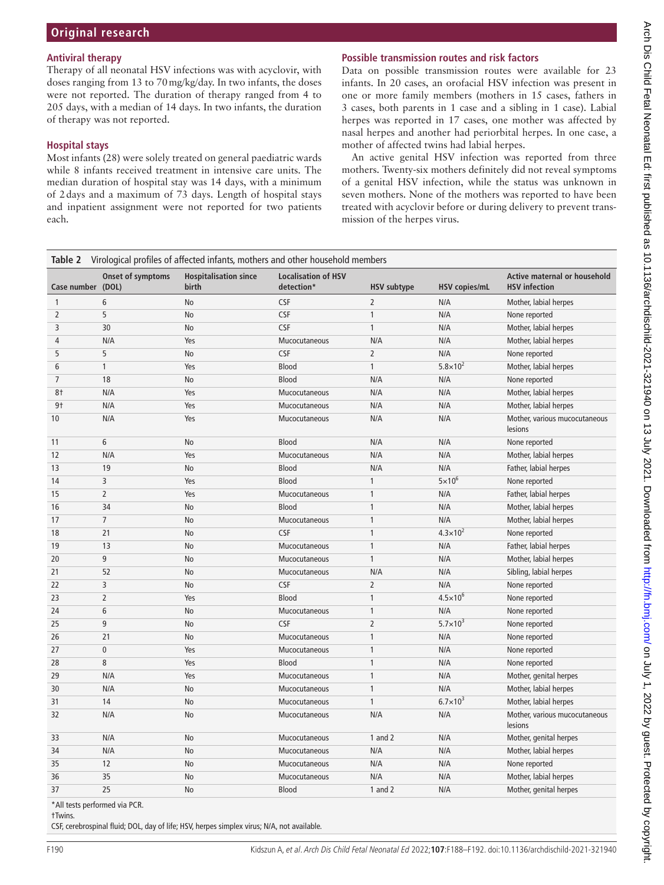### Antiviral therapy

Therapy of all neonatal HSV infections was with acyclovir, with doses ranging from 13 to 70 mg/kg/day. In two infants, the doses were not reported. The duration of therapy ranged from 4 to 205 days, with a median of 14 days. In two infants, the duration of therapy was not reported.

### Hospital stays

Most infants (28) were solely treated on general paediatric wards while 8 infants received treatment in intensive care units. The median duration of hospital stay was 14 days, with a minimum of 2 days and a maximum of 73 days. Length of hospital stays and inpatient assignment were not reported for two patients each.

### Possible transmission routes and risk factors

Data on possible transmission routes were available for 23 infants. In 20 cases, an orofacial HSV infection was present in one or more family members (mothers in 15 cases, fathers in 3 cases, both parents in 1 case and a sibling in 1 case). Labial herpes was reported in 17 cases, one mother was affected by nasal herpes and another had periorbital herpes. In one case, a mother of affected twins had labial herpes.

An active genital HSV infection was reported from three mothers. Twenty-six mothers definitely did not reveal symptoms of a genital HSV infection, while the status was unknown in seven mothers. None of the mothers was reported to have been treated with acyclovir before or during delivery to prevent transmission of the herpes virus.

**Table 2** Virological profiles of affected infants, mothers and other household members

| Case number | Onset of symptoms (DOL) | Hospitalisation since birth | Localisation of HSV detection* | HSV subtype | HSV copies/mL | Active maternal or household HSV infection |
|---|---|---|---|---|---|---|
| 1 | 6 | No | CSF | 2 | N/A | Mother, labial herpes |
| 2 | 5 | No | CSF | 1 | N/A | None reported |
| 3 | 30 | No | CSF | 1 | N/A | Mother, labial herpes |
| 4 | N/A | Yes | Mucocutaneous | N/A | N/A | Mother, labial herpes |
| 5 | 5 | No | CSF | 2 | N/A | None reported |
| 6 | 1 | Yes | Blood | 1 | $5.8\times10^2$ | Mother, labial herpes |
| 7 | 18 | No | Blood | N/A | N/A | None reported |
| 8† | N/A | Yes | Mucocutaneous | N/A | N/A | Mother, labial herpes |
| 9† | N/A | Yes | Mucocutaneous | N/A | N/A | Mother, labial herpes |
| 10 | N/A | Yes | Mucocutaneous | N/A | N/A | Mother, various mucocutaneous lesions |
| 11 | 6 | No | Blood | N/A | N/A | None reported |
| 12 | N/A | Yes | Mucocutaneous | N/A | N/A | Mother, labial herpes |
| 13 | 19 | No | Blood | N/A | N/A | Father, labial herpes |
| 14 | 3 | Yes | Blood | 1 | $5\times10^6$ | None reported |
| 15 | 2 | Yes | Mucocutaneous | 1 | N/A | Father, labial herpes |
| 16 | 34 | No | Blood | 1 | N/A | Mother, labial herpes |
| 17 | 7 | No | Mucocutaneous | 1 | N/A | Mother, labial herpes |
| 18 | 21 | No | CSF | 1 | $4.3\times10^2$ | None reported |
| 19 | 13 | No | Mucocutaneous | 1 | N/A | Father, labial herpes |
| 20 | 9 | No | Mucocutaneous | 1 | N/A | Mother, labial herpes |
| 21 | 52 | No | Mucocutaneous | N/A | N/A | Sibling, labial herpes |
| 22 | 3 | No | CSF | 2 | N/A | None reported |
| 23 | 2 | Yes | Blood | 1 | $4.5\times10^6$ | None reported |
| 24 | 6 | No | Mucocutaneous | 1 | N/A | None reported |
| 25 | 9 | No | CSF | 2 | $5.7\times10^3$ | None reported |
| 26 | 21 | No | Mucocutaneous | 1 | N/A | None reported |
| 27 | 0 | Yes | Mucocutaneous | 1 | N/A | None reported |
| 28 | 8 | Yes | Blood | 1 | N/A | None reported |
| 29 | N/A | Yes | Mucocutaneous | 1 | N/A | Mother, genital herpes |
| 30 | N/A | No | Mucocutaneous | 1 | N/A | Mother, labial herpes |
| 31 | 14 | No | Mucocutaneous | 1 | $6.7\times10^3$ | Mother, labial herpes |
| 32 | N/A | No | Mucocutaneous | N/A | N/A | Mother, various mucocutaneous lesions |
| 33 | N/A | No | Mucocutaneous | 1 and 2 | N/A | Mother, genital herpes |
| 34 | N/A | No | Mucocutaneous | N/A | N/A | Mother, labial herpes |
| 35 | 12 | No | Mucocutaneous | N/A | N/A | None reported |
| 36 | 35 | No | Mucocutaneous | N/A | N/A | Mother, labial herpes |
| 37 | 25 | No | Blood | 1 and 2 | N/A | Mother, genital herpes |

*All tests performed via PCR.

†Twins.

CSF, cerebrospinal fluid; DOL, day of life; HSV, herpes simplex virus; N/A, not available.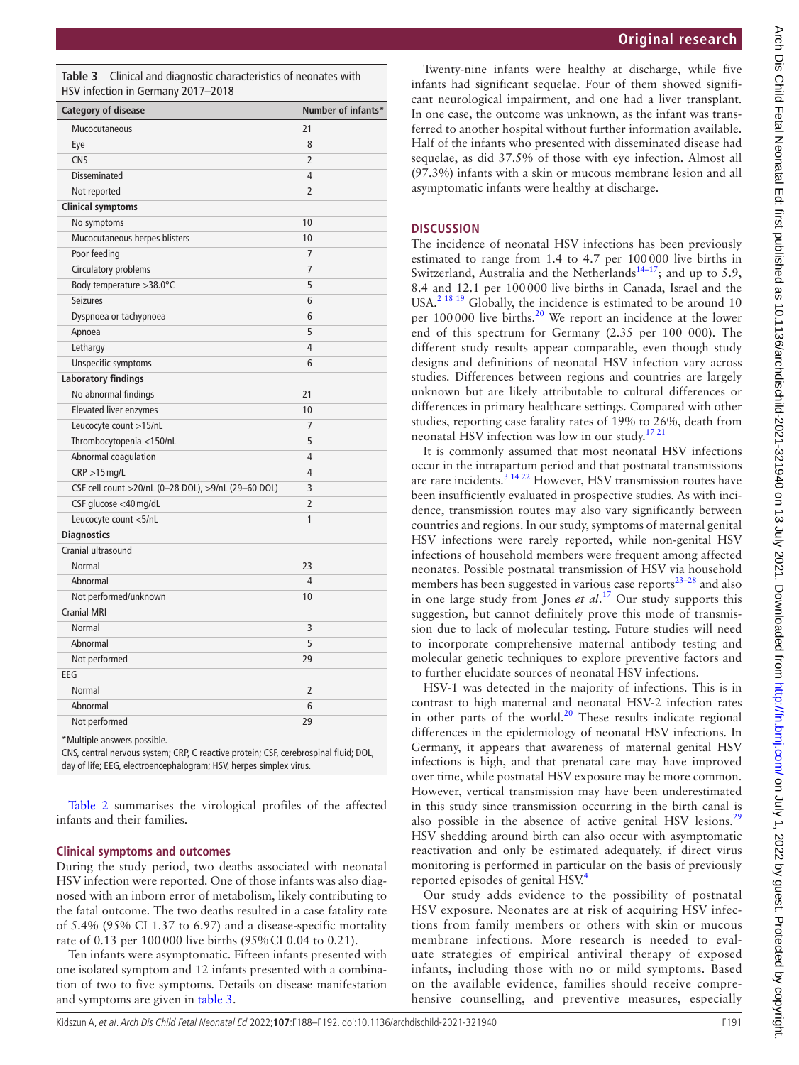**Table 3** Clinical and diagnostic characteristics of neonates with HSV infection in Germany 2017–2018

| Category of disease | Number of infants* |
|---|---|
| Mucocutaneous | 21 |
| Eye | 8 |
| CNS | 2 |
| Disseminated | 4 |
| Not reported | 2 |
| **Clinical symptoms** | |
| No symptoms | 10 |
| Mucocutaneous herpes blisters | 10 |
| Poor feeding | 7 |
| Circulatory problems | 7 |
| Body temperature >38.0°C | 5 |
| Seizures | 6 |
| Dyspnoea or tachypnoea | 6 |
| Apnoea | 5 |
| Lethargy | 4 |
| Unspecific symptoms | 6 |
| **Laboratory findings** | |
| No abnormal findings | 21 |
| Elevated liver enzymes | 10 |
| Leucocyte count >15/nL | 7 |
| Thrombocytopenia <150/nL | 5 |
| Abnormal coagulation | 4 |
| CRP >15 mg/L | 4 |
| CSF cell count >20/nL (0–28 DOL), >9/nL (29–60 DOL) | 3 |
| CSF glucose <40 mg/dL | 2 |
| Leucocyte count <5/nL | 1 |
| **Diagnostics** | |
| Cranial ultrasound | |
| Normal | 23 |
| Abnormal | 4 |
| Not performed/unknown | 10 |
| Cranial MRI | |
| Normal | 3 |
| Abnormal | 5 |
| Not performed | 29 |
| EEG | |
| Normal | 2 |
| Abnormal | 6 |
| Not performed | 29 |

*Multiple answers possible.
CNS, central nervous system; CRP, C reactive protein; CSF, cerebrospinal fluid; DOL, day of life; EEG, electroencephalogram; HSV, herpes simplex virus.

Table 2 summarises the virological profiles of the affected infants and their families.

### Clinical symptoms and outcomes

During the study period, two deaths associated with neonatal HSV infection were reported. One of those infants was also diagnosed with an inborn error of metabolism, likely contributing to the fatal outcome. The two deaths resulted in a case fatality rate of 5.4% (95% CI 1.37 to 6.97) and a disease-specific mortality rate of 0.13 per 100 000 live births (95% CI 0.04 to 0.21).

Ten infants were asymptomatic. Fifteen infants presented with one isolated symptom and 12 infants presented with a combination of two to five symptoms. Details on disease manifestation and symptoms are given in table 3.

Twenty-nine infants were healthy at discharge, while five infants had significant sequelae. Four of them showed significant neurological impairment, and one had a liver transplant. In one case, the outcome was unknown, as the infant was transferred to another hospital without further information available. Half of the infants who presented with disseminated disease had sequelae, as did 37.5% of those with eye infection. Almost all (97.3%) infants with a skin or mucous membrane lesion and all asymptomatic infants were healthy at discharge.

## DISCUSSION

The incidence of neonatal HSV infections has been previously estimated to range from 1.4 to 4.7 per 100 000 live births in Switzerland, Australia and the Netherlands[14–17]; and up to 5.9, 8.4 and 12.1 per 100 000 live births in Canada, Israel and the USA.[2 18 19] Globally, the incidence is estimated to be around 10 per 100 000 live births.[20] We report an incidence at the lower end of this spectrum for Germany (2.35 per 100 000). The different study results appear comparable, even though study designs and definitions of neonatal HSV infection vary across studies. Differences between regions and countries are largely unknown but are likely attributable to cultural differences or differences in primary healthcare settings. Compared with other studies, reporting case fatality rates of 19% to 26%, death from neonatal HSV infection was low in our study.[17 21]

It is commonly assumed that most neonatal HSV infections occur in the intrapartum period and that postnatal transmissions are rare incidents.[3 14 22] However, HSV transmission routes have been insufficiently evaluated in prospective studies. As with incidence, transmission routes may also vary significantly between countries and regions. In our study, symptoms of maternal genital HSV infections were rarely reported, while non-genital HSV infections of household members were frequent among affected neonates. Possible postnatal transmission of HSV via household members has been suggested in various case reports[23–28] and also in one large study from Jones *et al*.[17] Our study supports this suggestion, but cannot definitely prove this mode of transmission due to lack of molecular testing. Future studies will need to incorporate comprehensive maternal antibody testing and molecular genetic techniques to explore preventive factors and to further elucidate sources of neonatal HSV infections.

HSV-1 was detected in the majority of infections. This is in contrast to high maternal and neonatal HSV-2 infection rates in other parts of the world.[20] These results indicate regional differences in the epidemiology of neonatal HSV infections. In Germany, it appears that awareness of maternal genital HSV infections is high, and that prenatal care may have improved over time, while postnatal HSV exposure may be more common. However, vertical transmission may have been underestimated in this study since transmission occurring in the birth canal is also possible in the absence of active genital HSV lesions.[29] HSV shedding around birth can also occur with asymptomatic reactivation and only be estimated adequately, if direct virus monitoring is performed in particular on the basis of previously reported episodes of genital HSV.[4]

Our study adds evidence to the possibility of postnatal HSV exposure. Neonates are at risk of acquiring HSV infections from family members or others with skin or mucous membrane infections. More research is needed to evaluate strategies of empirical antiviral therapy of exposed infants, including those with no or mild symptoms. Based on the available evidence, families should receive comprehensive counselling, and preventive measures, especially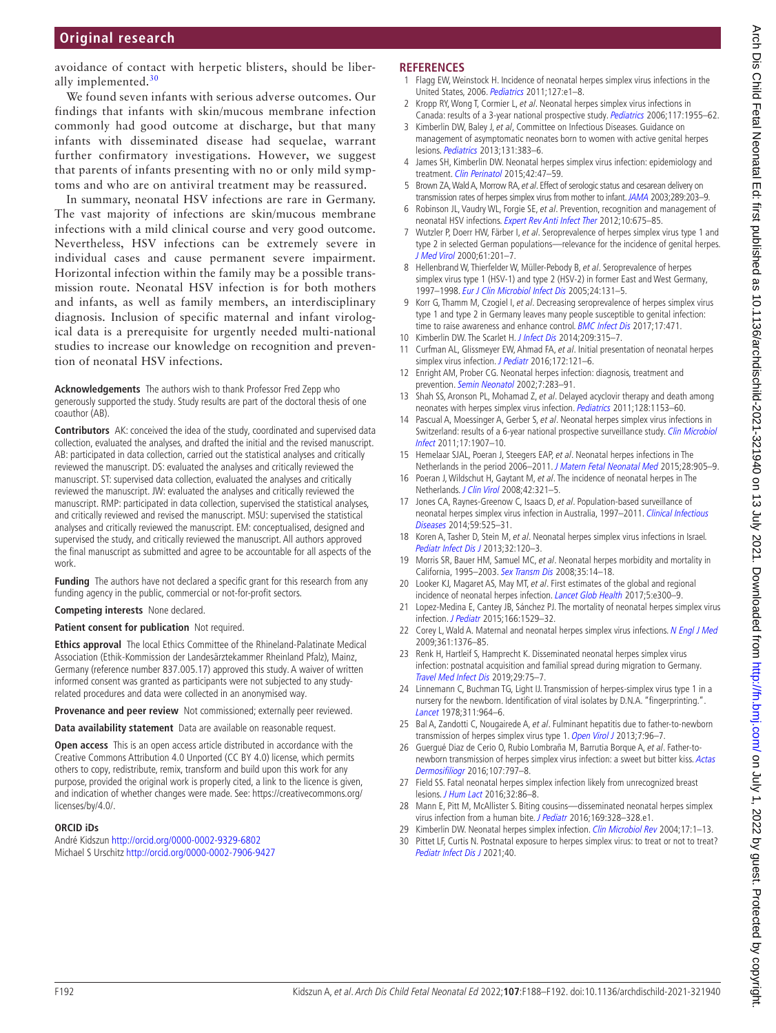avoidance of contact with herpetic blisters, should be liberally implemented.[30]

We found seven infants with serious adverse outcomes. Our findings that infants with skin/mucous membrane infection commonly had good outcome at discharge, but that many infants with disseminated disease had sequelae, warrant further confirmatory investigations. However, we suggest that parents of infants presenting with no or only mild symptoms and who are on antiviral treatment may be reassured.

In summary, neonatal HSV infections are rare in Germany. The vast majority of infections are skin/mucous membrane infections with a mild clinical course and very good outcome. Nevertheless, HSV infections can be extremely severe in individual cases and cause permanent severe impairment. Horizontal infection within the family may be a possible transmission route. Neonatal HSV infection is for both mothers and infants, as well as family members, an interdisciplinary diagnosis. Inclusion of specific maternal and infant virological data is a prerequisite for urgently needed multi-national studies to increase our knowledge on recognition and prevention of neonatal HSV infections.

**Acknowledgements** The authors wish to thank Professor Fred Zepp who generously supported the study. Study results are part of the doctoral thesis of one coauthor (AB).

**Contributors** AK: conceived the idea of the study, coordinated and supervised data collection, evaluated the analyses, and drafted the initial and the revised manuscript. AB: participated in data collection, carried out the statistical analyses and critically reviewed the manuscript. DS: evaluated the analyses and critically reviewed the manuscript. ST: supervised data collection, evaluated the analyses and critically reviewed the manuscript. JW: evaluated the analyses and critically reviewed the manuscript. RMP: participated in data collection, supervised the statistical analyses, and critically reviewed and revised the manuscript. MSU: supervised the statistical analyses and critically reviewed the manuscript. EM: conceptualised, designed and supervised the study, and critically reviewed the manuscript. All authors approved the final manuscript as submitted and agree to be accountable for all aspects of the work.

**Funding** The authors have not declared a specific grant for this research from any funding agency in the public, commercial or not-for-profit sectors.

**Competing interests** None declared.

**Patient consent for publication** Not required.

**Ethics approval** The local Ethics Committee of the Rhineland-Palatinate Medical Association (Ethik-Kommission der Landesärztekammer Rheinland Pfalz), Mainz, Germany (reference number 837.005.17) approved this study. A waiver of written informed consent was granted as participants were not subjected to any study-related procedures and data were collected in an anonymised way.

**Provenance and peer review** Not commissioned; externally peer reviewed.

**Data availability statement** Data are available on reasonable request.

**Open access** This is an open access article distributed in accordance with the Creative Commons Attribution 4.0 Unported (CC BY 4.0) license, which permits others to copy, redistribute, remix, transform and build upon this work for any purpose, provided the original work is properly cited, a link to the licence is given, and indication of whether changes were made. See: https://creativecommons.org/licenses/by/4.0/.

### ORCID iDs

André Kidszun http://orcid.org/0000-0002-9329-6802
Michael S Urschitz http://orcid.org/0000-0002-7906-9427

## REFERENCES

1. Flagg EW, Weinstock H. Incidence of neonatal herpes simplex virus infections in the United States, 2006. *Pediatrics* 2011;127:e1–8.
2. Kropp RY, Wong T, Cormier L, et al. Neonatal herpes simplex virus infections in Canada: results of a 3-year national prospective study. *Pediatrics* 2006;117:1955–62.
3. Kimberlin DW, Baley J, et al, Committee on Infectious Diseases. Guidance on management of asymptomatic neonates born to women with active genital herpes lesions. *Pediatrics* 2013;131:383–6.
4. James SH, Kimberlin DW. Neonatal herpes simplex virus infection: epidemiology and treatment. *Clin Perinatol* 2015;42:47–59.
5. Brown ZA, Wald A, Morrow RA, et al. Effect of serologic status and cesarean delivery on transmission rates of herpes simplex virus from mother to infant. *JAMA* 2003;289:203–9.
6. Robinson JL, Vaudry WL, Forgie SE, et al. Prevention, recognition and management of neonatal HSV infections. *Expert Rev Anti Infect Ther* 2012;10:675–85.
7. Wutzler P, Doerr HW, Färber I, et al. Seroprevalence of herpes simplex virus type 1 and type 2 in selected German populations—relevance for the incidence of genital herpes. *J Med Virol* 2000;61:201–7.
8. Hellenbrand W, Thierfelder W, Müller-Pebody B, et al. Seroprevalence of herpes simplex virus type 1 (HSV-1) and type 2 (HSV-2) in former East and West Germany, 1997–1998. *Eur J Clin Microbiol Infect Dis* 2005;24:131–5.
9. Korr G, Thamm M, Czogiel I, et al. Decreasing seroprevalence of herpes simplex virus type 1 and type 2 in Germany leaves many people susceptible to genital infection: time to raise awareness and enhance control. *BMC Infect Dis* 2017;17:471.
10. Kimberlin DW. The Scarlet H. *J Infect Dis* 2014;209:315–7.
11. Curfman AL, Glissmeyer EW, Ahmad FA, et al. Initial presentation of neonatal herpes simplex virus infection. *J Pediatr* 2016;172:121–6.
12. Enright AM, Prober CG. Neonatal herpes infection: diagnosis, treatment and prevention. *Semin Neonatol* 2002;7:283–91.
13. Shah SS, Aronson PL, Mohamad Z, et al. Delayed acyclovir therapy and death among neonates with herpes simplex virus infection. *Pediatrics* 2011;128:1153–60.
14. Pascual A, Moessinger A, Gerber S, et al. Neonatal herpes simplex virus infections in Switzerland: results of a 6-year national prospective surveillance study. *Clin Microbiol Infect* 2011;17:1907–10.
15. Hemelaar SJAL, Poeran J, Steegers EAP, et al. Neonatal herpes infections in The Netherlands in the period 2006–2011. *J Matern Fetal Neonatal Med* 2015;28:905–9.
16. Poeran J, Wildschut H, Gaytant M, et al. The incidence of neonatal herpes in The Netherlands. *J Clin Virol* 2008;42:321–5.
17. Jones CA, Raynes-Greenow C, Isaacs D, et al. Population-based surveillance of neonatal herpes simplex virus infection in Australia, 1997–2011. *Clinical Infectious Diseases* 2014;59:525–31.
18. Koren A, Tasher D, Stein M, et al. Neonatal herpes simplex virus infections in Israel. *Pediatr Infect Dis J* 2013;32:120–3.
19. Morris SR, Bauer HM, Samuel MC, et al. Neonatal herpes morbidity and mortality in California, 1995–2003. *Sex Transm Dis* 2008;35:14–18.
20. Looker KJ, Magaret AS, May MT, et al. First estimates of the global and regional incidence of neonatal herpes infection. *Lancet Glob Health* 2017;5:e300–9.
21. Lopez-Medina E, Cantey JB, Sánchez PJ. The mortality of neonatal herpes simplex virus infection. *J Pediatr* 2015;166:1529–32.
22. Corey L, Wald A. Maternal and neonatal herpes simplex virus infections. *N Engl J Med* 2009;361:1376–85.
23. Renk H, Hartleif S, Hamprecht K. Disseminated neonatal herpes simplex virus infection: postnatal acquisition and familial spread during migration to Germany. *Travel Med Infect Dis* 2019;29:75–7.
24. Linnemann C, Buchman TG, Light IJ. Transmission of herpes-simplex virus type 1 in a nursery for the newborn. Identification of viral isolates by D.N.A. "fingerprinting.". *Lancet* 1978;311:964–6.
25. Bal A, Zandotti C, Nougairede A, et al. Fulminant hepatitis due to father-to-newborn transmission of herpes simplex virus type 1. *Open Virol J* 2013;7:96–7.
26. Guergué Diaz de Cerio O, Rubio Lombraña M, Barrutia Borque A, et al. Father-to-newborn transmission of herpes simplex virus infection: a sweet but bitter kiss. *Actas Dermosifiliogr* 2016;107:797–8.
27. Field SS. Fatal neonatal herpes simplex infection likely from unrecognized breast lesions. *J Hum Lact* 2016;32:86–8.
28. Mann E, Pitt M, McAllister S. Biting cousins—disseminated neonatal herpes simplex virus infection from a human bite. *J Pediatr* 2016;169:328–328.e1.
29. Kimberlin DW. Neonatal herpes simplex infection. *Clin Microbiol Rev* 2004;17:1–13.
30. Pittet LF, Curtis N. Postnatal exposure to herpes simplex virus: to treat or not to treat? *Pediatr Infect Dis J* 2021;40.